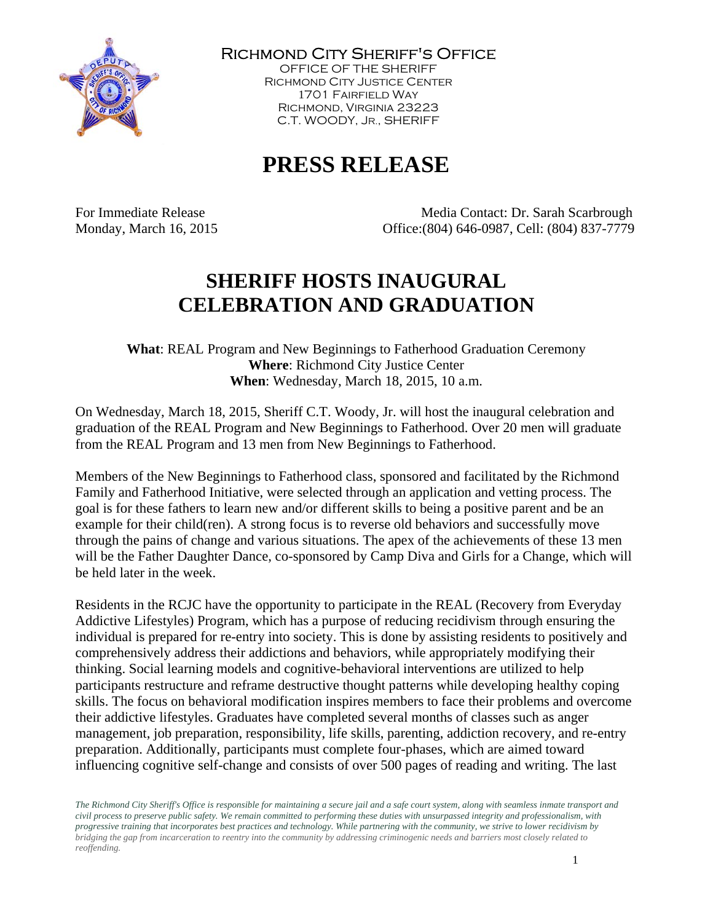Richmond City Sheriff's Office
OFFICE OF THE SHERIFF
Richmond City Justice Center
1701 Fairfield Way
Richmond, Virginia 23223
C.T. WOODY, Jr., SHERIFF

# PRESS RELEASE

For Immediate Release
Monday, March 16, 2015

Media Contact: Dr. Sarah Scarbrough
Office:(804) 646-0987, Cell: (804) 837-7779

## SHERIFF HOSTS INAUGURAL CELEBRATION AND GRADUATION

**What**: REAL Program and New Beginnings to Fatherhood Graduation Ceremony
**Where**: Richmond City Justice Center
**When**: Wednesday, March 18, 2015, 10 a.m.

On Wednesday, March 18, 2015, Sheriff C.T. Woody, Jr. will host the inaugural celebration and graduation of the REAL Program and New Beginnings to Fatherhood. Over 20 men will graduate from the REAL Program and 13 men from New Beginnings to Fatherhood.

Members of the New Beginnings to Fatherhood class, sponsored and facilitated by the Richmond Family and Fatherhood Initiative, were selected through an application and vetting process. The goal is for these fathers to learn new and/or different skills to being a positive parent and be an example for their child(ren). A strong focus is to reverse old behaviors and successfully move through the pains of change and various situations. The apex of the achievements of these 13 men will be the Father Daughter Dance, co-sponsored by Camp Diva and Girls for a Change, which will be held later in the week.

Residents in the RCJC have the opportunity to participate in the REAL (Recovery from Everyday Addictive Lifestyles) Program, which has a purpose of reducing recidivism through ensuring the individual is prepared for re-entry into society. This is done by assisting residents to positively and comprehensively address their addictions and behaviors, while appropriately modifying their thinking. Social learning models and cognitive-behavioral interventions are utilized to help participants restructure and reframe destructive thought patterns while developing healthy coping skills. The focus on behavioral modification inspires members to face their problems and overcome their addictive lifestyles. Graduates have completed several months of classes such as anger management, job preparation, responsibility, life skills, parenting, addiction recovery, and re-entry preparation. Additionally, participants must complete four-phases, which are aimed toward influencing cognitive self-change and consists of over 500 pages of reading and writing. The last

*The Richmond City Sheriff's Office is responsible for maintaining a secure jail and a safe court system, along with seamless inmate transport and civil process to preserve public safety. We remain committed to performing these duties with unsurpassed integrity and professionalism, with progressive training that incorporates best practices and technology. While partnering with the community, we strive to lower recidivism by bridging the gap from incarceration to reentry into the community by addressing criminogenic needs and barriers most closely related to reoffending.*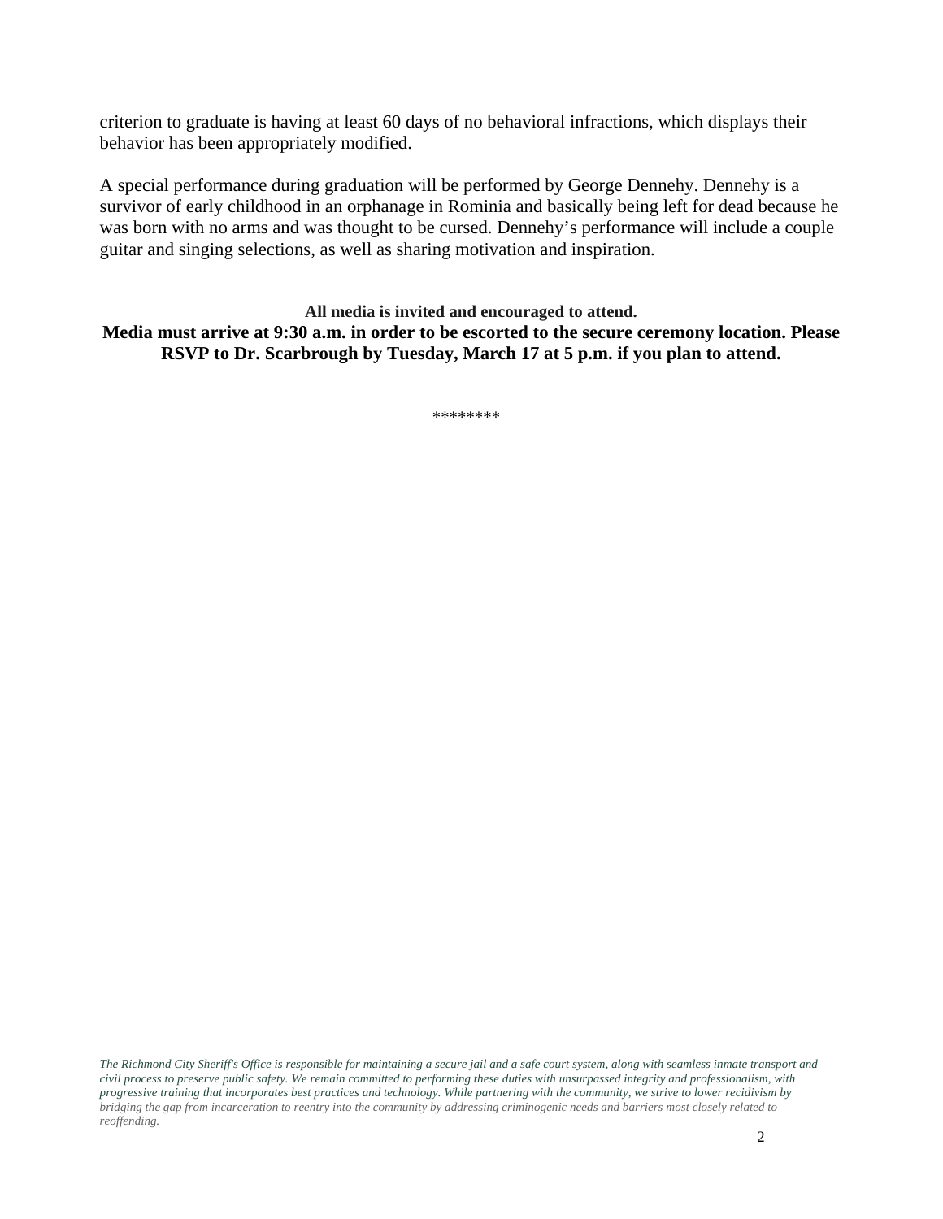criterion to graduate is having at least 60 days of no behavioral infractions, which displays their behavior has been appropriately modified.

A special performance during graduation will be performed by George Dennehy. Dennehy is a survivor of early childhood in an orphanage in Rominia and basically being left for dead because he was born with no arms and was thought to be cursed. Dennehy's performance will include a couple guitar and singing selections, as well as sharing motivation and inspiration.

**All media is invited and encouraged to attend.**

**Media must arrive at 9:30 a.m. in order to be escorted to the secure ceremony location. Please RSVP to Dr. Scarbrough by Tuesday, March 17 at 5 p.m. if you plan to attend.**

********

*The Richmond City Sheriff's Office is responsible for maintaining a secure jail and a safe court system, along with seamless inmate transport and civil process to preserve public safety. We remain committed to performing these duties with unsurpassed integrity and professionalism, with progressive training that incorporates best practices and technology. While partnering with the community, we strive to lower recidivism by bridging the gap from incarceration to reentry into the community by addressing criminogenic needs and barriers most closely related to reoffending.*